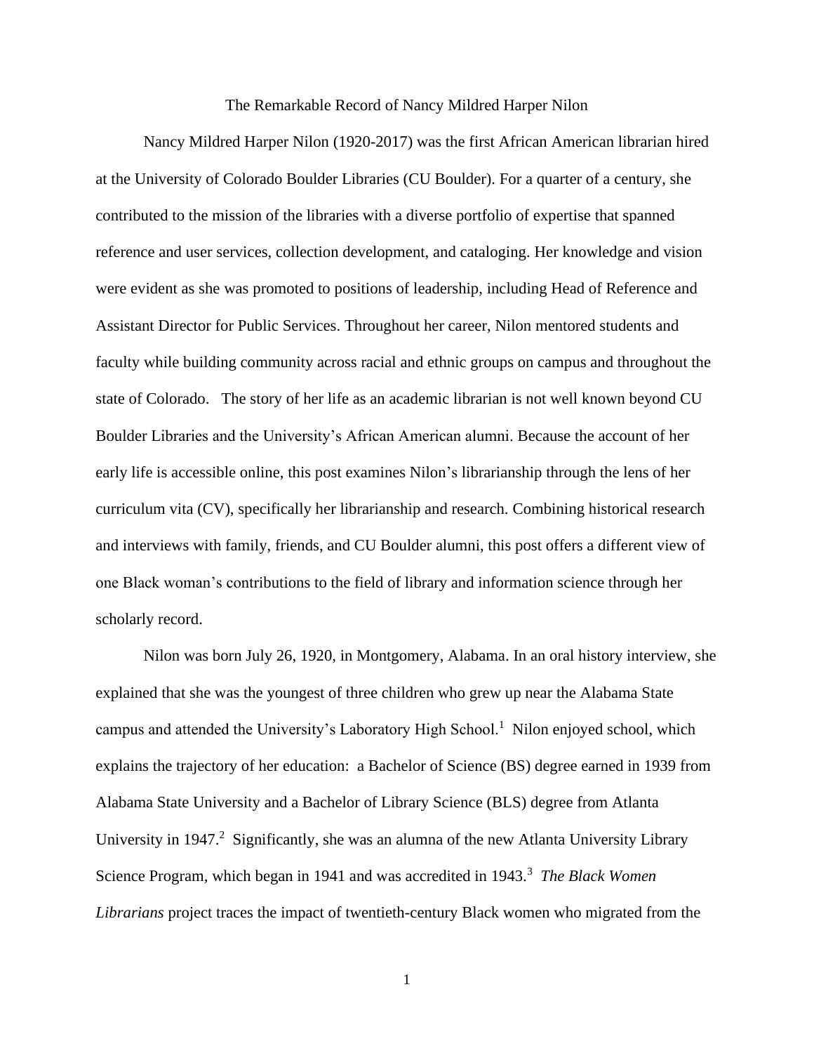# The Remarkable Record of Nancy Mildred Harper Nilon

Nancy Mildred Harper Nilon (1920-2017) was the first African American librarian hired at the University of Colorado Boulder Libraries (CU Boulder). For a quarter of a century, she contributed to the mission of the libraries with a diverse portfolio of expertise that spanned reference and user services, collection development, and cataloging. Her knowledge and vision were evident as she was promoted to positions of leadership, including Head of Reference and Assistant Director for Public Services. Throughout her career, Nilon mentored students and faculty while building community across racial and ethnic groups on campus and throughout the state of Colorado. The story of her life as an academic librarian is not well known beyond CU Boulder Libraries and the University's African American alumni. Because the account of her early life is accessible online, this post examines Nilon's librarianship through the lens of her curriculum vita (CV), specifically her librarianship and research. Combining historical research and interviews with family, friends, and CU Boulder alumni, this post offers a different view of one Black woman's contributions to the field of library and information science through her scholarly record.

Nilon was born July 26, 1920, in Montgomery, Alabama. In an oral history interview, she explained that she was the youngest of three children who grew up near the Alabama State campus and attended the University's Laboratory High School.[1] Nilon enjoyed school, which explains the trajectory of her education: a Bachelor of Science (BS) degree earned in 1939 from Alabama State University and a Bachelor of Library Science (BLS) degree from Atlanta University in 1947.[2] Significantly, she was an alumna of the new Atlanta University Library Science Program, which began in 1941 and was accredited in 1943.[3] *The Black Women Librarians* project traces the impact of twentieth-century Black women who migrated from the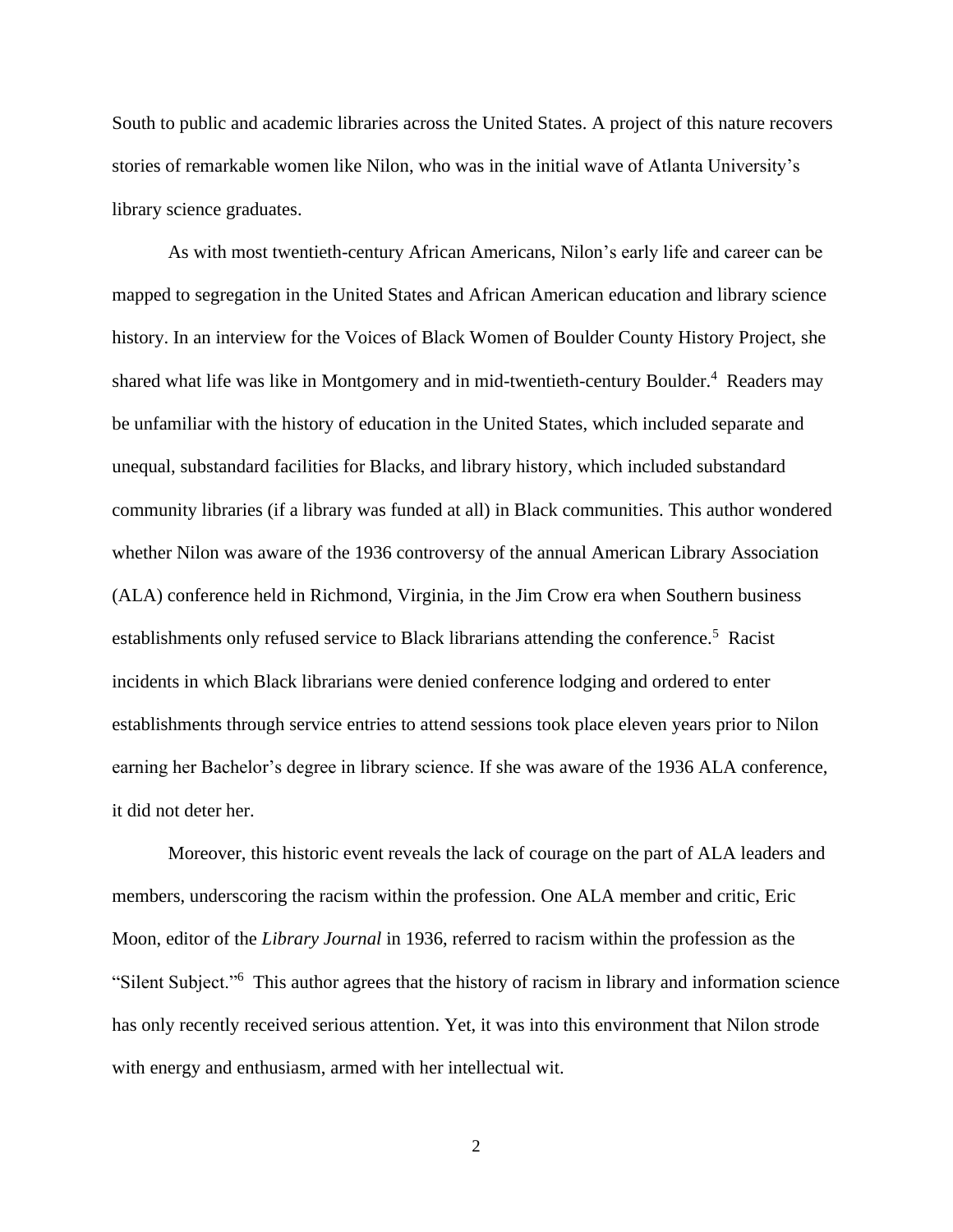South to public and academic libraries across the United States. A project of this nature recovers stories of remarkable women like Nilon, who was in the initial wave of Atlanta University's library science graduates.

As with most twentieth-century African Americans, Nilon's early life and career can be mapped to segregation in the United States and African American education and library science history. In an interview for the Voices of Black Women of Boulder County History Project, she shared what life was like in Montgomery and in mid-twentieth-century Boulder.[4] Readers may be unfamiliar with the history of education in the United States, which included separate and unequal, substandard facilities for Blacks, and library history, which included substandard community libraries (if a library was funded at all) in Black communities. This author wondered whether Nilon was aware of the 1936 controversy of the annual American Library Association (ALA) conference held in Richmond, Virginia, in the Jim Crow era when Southern business establishments only refused service to Black librarians attending the conference.[5] Racist incidents in which Black librarians were denied conference lodging and ordered to enter establishments through service entries to attend sessions took place eleven years prior to Nilon earning her Bachelor's degree in library science. If she was aware of the 1936 ALA conference, it did not deter her.

Moreover, this historic event reveals the lack of courage on the part of ALA leaders and members, underscoring the racism within the profession. One ALA member and critic, Eric Moon, editor of the *Library Journal* in 1936, referred to racism within the profession as the "Silent Subject."[6] This author agrees that the history of racism in library and information science has only recently received serious attention. Yet, it was into this environment that Nilon strode with energy and enthusiasm, armed with her intellectual wit.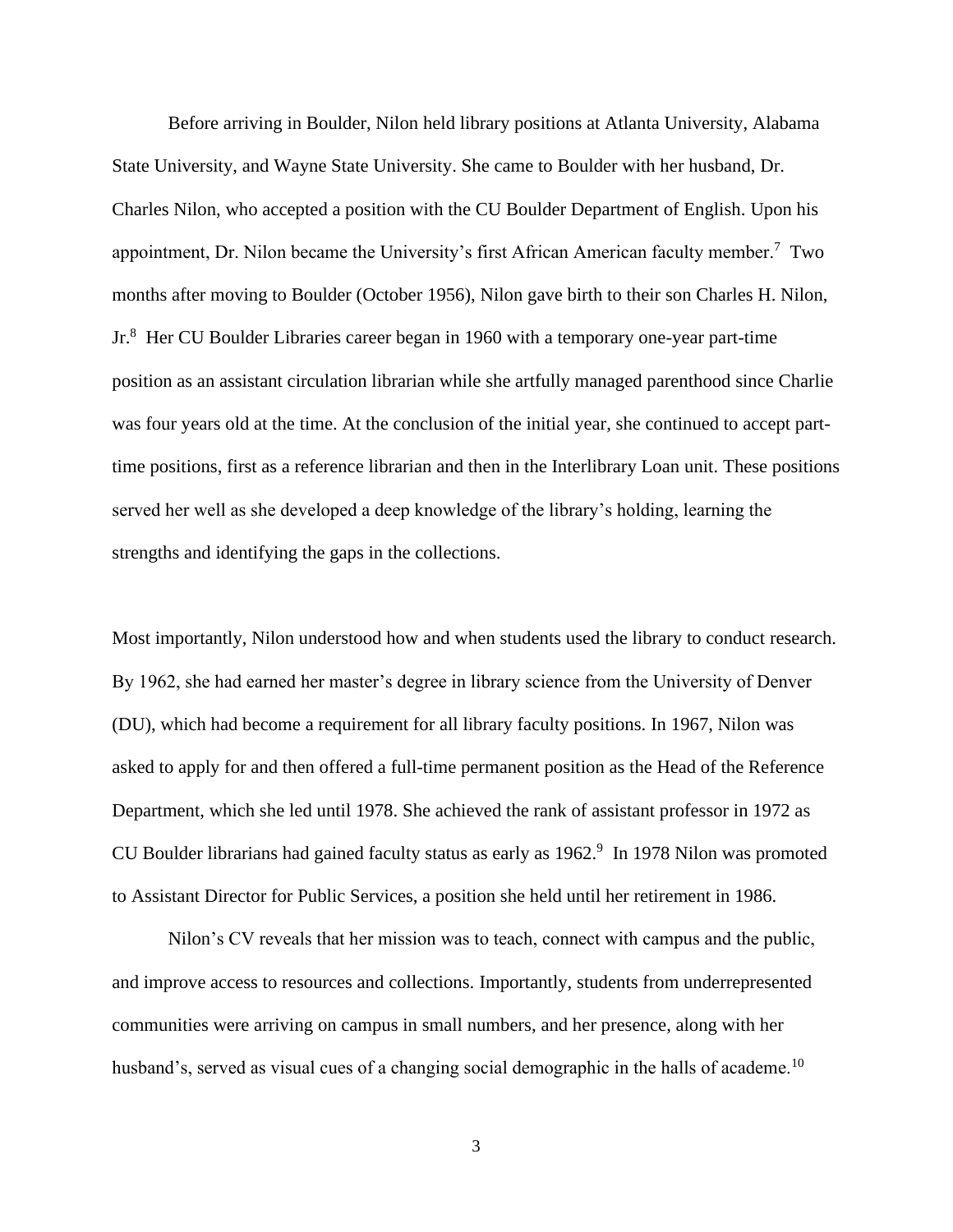Before arriving in Boulder, Nilon held library positions at Atlanta University, Alabama State University, and Wayne State University. She came to Boulder with her husband, Dr. Charles Nilon, who accepted a position with the CU Boulder Department of English. Upon his appointment, Dr. Nilon became the University's first African American faculty member.[7] Two months after moving to Boulder (October 1956), Nilon gave birth to their son Charles H. Nilon, Jr.[8] Her CU Boulder Libraries career began in 1960 with a temporary one-year part-time position as an assistant circulation librarian while she artfully managed parenthood since Charlie was four years old at the time. At the conclusion of the initial year, she continued to accept part-time positions, first as a reference librarian and then in the Interlibrary Loan unit. These positions served her well as she developed a deep knowledge of the library's holding, learning the strengths and identifying the gaps in the collections.

Most importantly, Nilon understood how and when students used the library to conduct research. By 1962, she had earned her master's degree in library science from the University of Denver (DU), which had become a requirement for all library faculty positions. In 1967, Nilon was asked to apply for and then offered a full-time permanent position as the Head of the Reference Department, which she led until 1978. She achieved the rank of assistant professor in 1972 as CU Boulder librarians had gained faculty status as early as 1962.[9] In 1978 Nilon was promoted to Assistant Director for Public Services, a position she held until her retirement in 1986.

Nilon's CV reveals that her mission was to teach, connect with campus and the public, and improve access to resources and collections. Importantly, students from underrepresented communities were arriving on campus in small numbers, and her presence, along with her husband's, served as visual cues of a changing social demographic in the halls of academe.[10]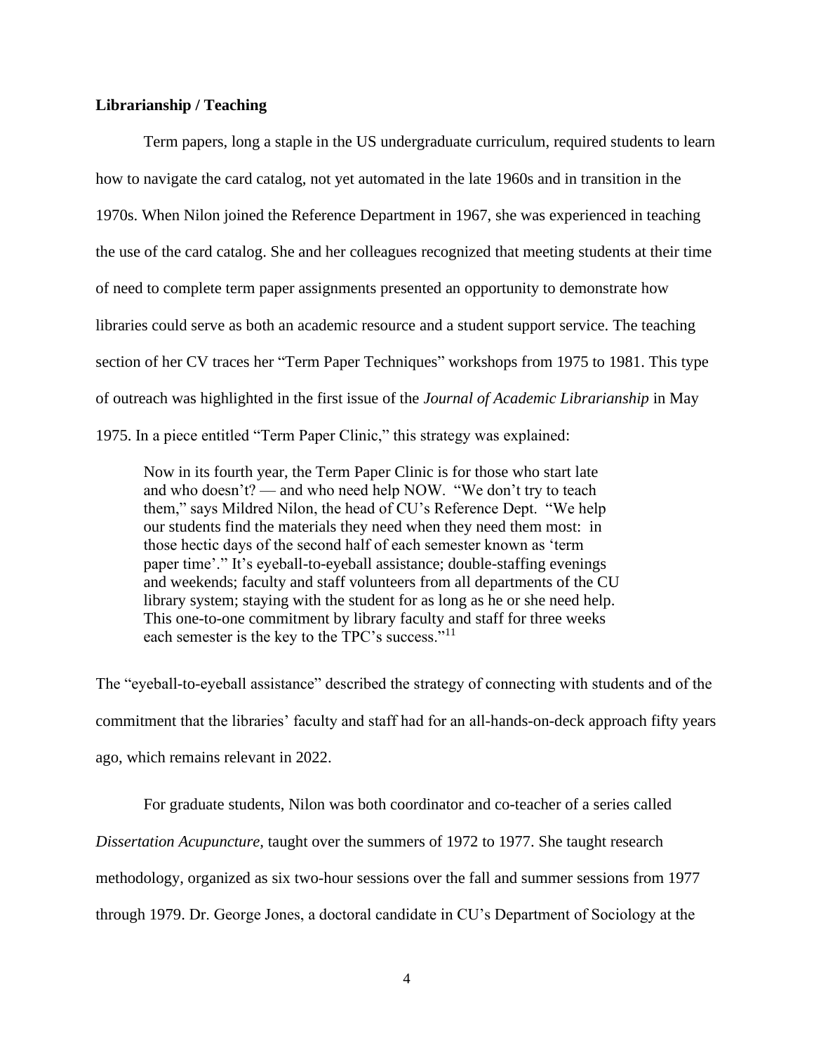**Librarianship / Teaching**

Term papers, long a staple in the US undergraduate curriculum, required students to learn how to navigate the card catalog, not yet automated in the late 1960s and in transition in the 1970s. When Nilon joined the Reference Department in 1967, she was experienced in teaching the use of the card catalog. She and her colleagues recognized that meeting students at their time of need to complete term paper assignments presented an opportunity to demonstrate how libraries could serve as both an academic resource and a student support service. The teaching section of her CV traces her "Term Paper Techniques" workshops from 1975 to 1981. This type of outreach was highlighted in the first issue of the *Journal of Academic Librarianship* in May 1975. In a piece entitled "Term Paper Clinic," this strategy was explained:

> Now in its fourth year, the Term Paper Clinic is for those who start late and who doesn't? — and who need help NOW. "We don't try to teach them," says Mildred Nilon, the head of CU's Reference Dept. "We help our students find the materials they need when they need them most: in those hectic days of the second half of each semester known as 'term paper time'." It's eyeball-to-eyeball assistance; double-staffing evenings and weekends; faculty and staff volunteers from all departments of the CU library system; staying with the student for as long as he or she need help. This one-to-one commitment by library faculty and staff for three weeks each semester is the key to the TPC's success."[11]

The "eyeball-to-eyeball assistance" described the strategy of connecting with students and of the commitment that the libraries' faculty and staff had for an all-hands-on-deck approach fifty years ago, which remains relevant in 2022.

For graduate students, Nilon was both coordinator and co-teacher of a series called *Dissertation Acupuncture,* taught over the summers of 1972 to 1977. She taught research methodology, organized as six two-hour sessions over the fall and summer sessions from 1977 through 1979. Dr. George Jones, a doctoral candidate in CU's Department of Sociology at the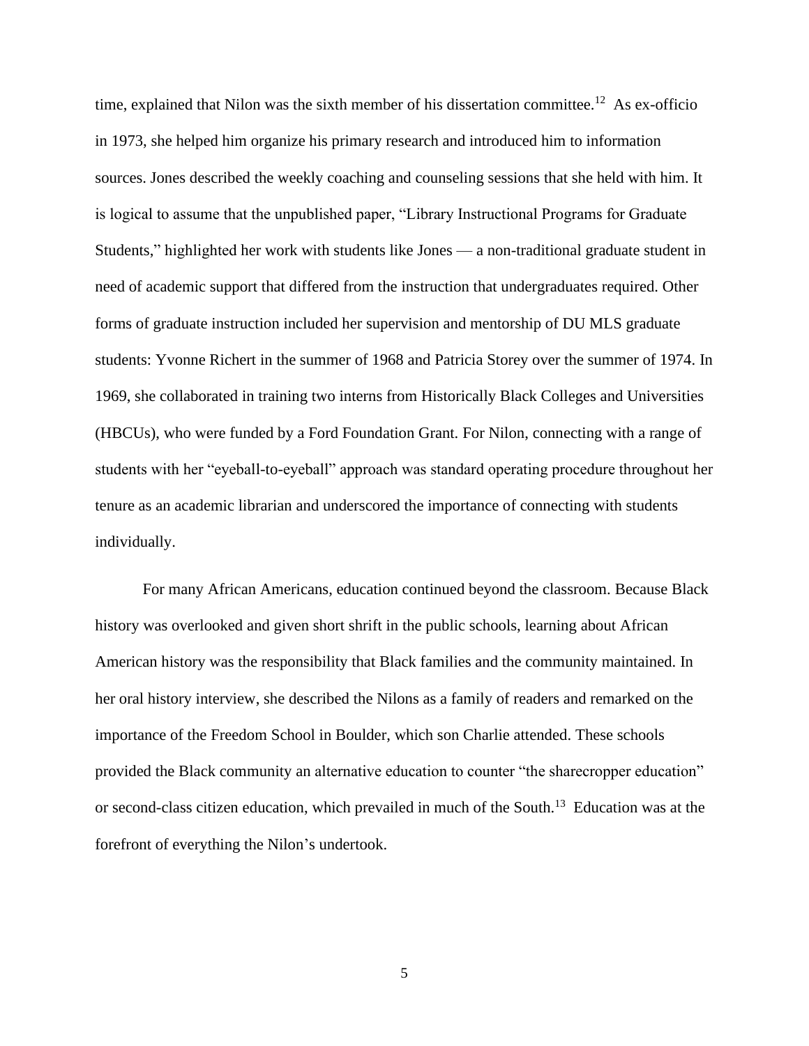time, explained that Nilon was the sixth member of his dissertation committee.[12] As ex-officio in 1973, she helped him organize his primary research and introduced him to information sources. Jones described the weekly coaching and counseling sessions that she held with him. It is logical to assume that the unpublished paper, "Library Instructional Programs for Graduate Students," highlighted her work with students like Jones — a non-traditional graduate student in need of academic support that differed from the instruction that undergraduates required. Other forms of graduate instruction included her supervision and mentorship of DU MLS graduate students: Yvonne Richert in the summer of 1968 and Patricia Storey over the summer of 1974. In 1969, she collaborated in training two interns from Historically Black Colleges and Universities (HBCUs), who were funded by a Ford Foundation Grant. For Nilon, connecting with a range of students with her "eyeball-to-eyeball" approach was standard operating procedure throughout her tenure as an academic librarian and underscored the importance of connecting with students individually.

For many African Americans, education continued beyond the classroom. Because Black history was overlooked and given short shrift in the public schools, learning about African American history was the responsibility that Black families and the community maintained. In her oral history interview, she described the Nilons as a family of readers and remarked on the importance of the Freedom School in Boulder, which son Charlie attended. These schools provided the Black community an alternative education to counter "the sharecropper education" or second-class citizen education, which prevailed in much of the South.[13] Education was at the forefront of everything the Nilon's undertook.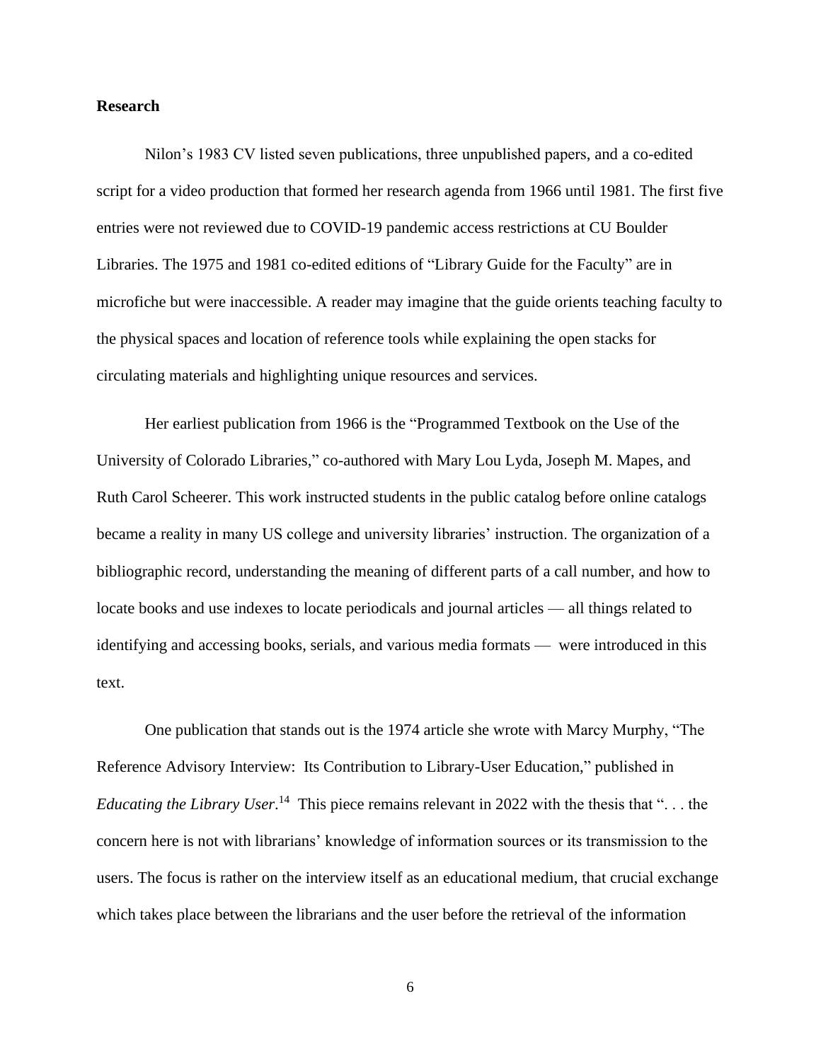**Research**

Nilon's 1983 CV listed seven publications, three unpublished papers, and a co-edited script for a video production that formed her research agenda from 1966 until 1981. The first five entries were not reviewed due to COVID-19 pandemic access restrictions at CU Boulder Libraries. The 1975 and 1981 co-edited editions of "Library Guide for the Faculty" are in microfiche but were inaccessible. A reader may imagine that the guide orients teaching faculty to the physical spaces and location of reference tools while explaining the open stacks for circulating materials and highlighting unique resources and services.

Her earliest publication from 1966 is the "Programmed Textbook on the Use of the University of Colorado Libraries," co-authored with Mary Lou Lyda, Joseph M. Mapes, and Ruth Carol Scheerer. This work instructed students in the public catalog before online catalogs became a reality in many US college and university libraries' instruction. The organization of a bibliographic record, understanding the meaning of different parts of a call number, and how to locate books and use indexes to locate periodicals and journal articles — all things related to identifying and accessing books, serials, and various media formats — were introduced in this text.

One publication that stands out is the 1974 article she wrote with Marcy Murphy, "The Reference Advisory Interview: Its Contribution to Library-User Education," published in *Educating the Library User*.[14] This piece remains relevant in 2022 with the thesis that ". . . the concern here is not with librarians' knowledge of information sources or its transmission to the users. The focus is rather on the interview itself as an educational medium, that crucial exchange which takes place between the librarians and the user before the retrieval of the information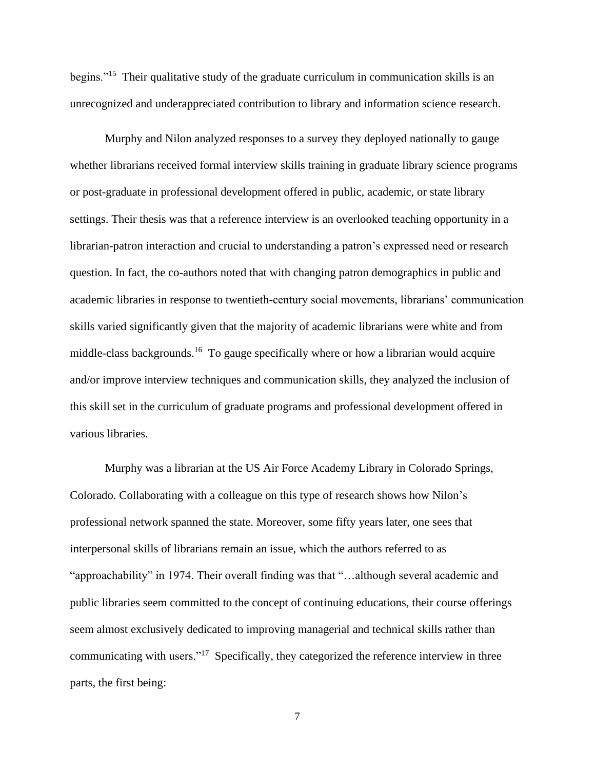begins."[15] Their qualitative study of the graduate curriculum in communication skills is an unrecognized and underappreciated contribution to library and information science research.

Murphy and Nilon analyzed responses to a survey they deployed nationally to gauge whether librarians received formal interview skills training in graduate library science programs or post-graduate in professional development offered in public, academic, or state library settings. Their thesis was that a reference interview is an overlooked teaching opportunity in a librarian-patron interaction and crucial to understanding a patron's expressed need or research question. In fact, the co-authors noted that with changing patron demographics in public and academic libraries in response to twentieth-century social movements, librarians' communication skills varied significantly given that the majority of academic librarians were white and from middle-class backgrounds.[16] To gauge specifically where or how a librarian would acquire and/or improve interview techniques and communication skills, they analyzed the inclusion of this skill set in the curriculum of graduate programs and professional development offered in various libraries.

Murphy was a librarian at the US Air Force Academy Library in Colorado Springs, Colorado. Collaborating with a colleague on this type of research shows how Nilon's professional network spanned the state. Moreover, some fifty years later, one sees that interpersonal skills of librarians remain an issue, which the authors referred to as "approachability" in 1974. Their overall finding was that "…although several academic and public libraries seem committed to the concept of continuing educations, their course offerings seem almost exclusively dedicated to improving managerial and technical skills rather than communicating with users."[17] Specifically, they categorized the reference interview in three parts, the first being: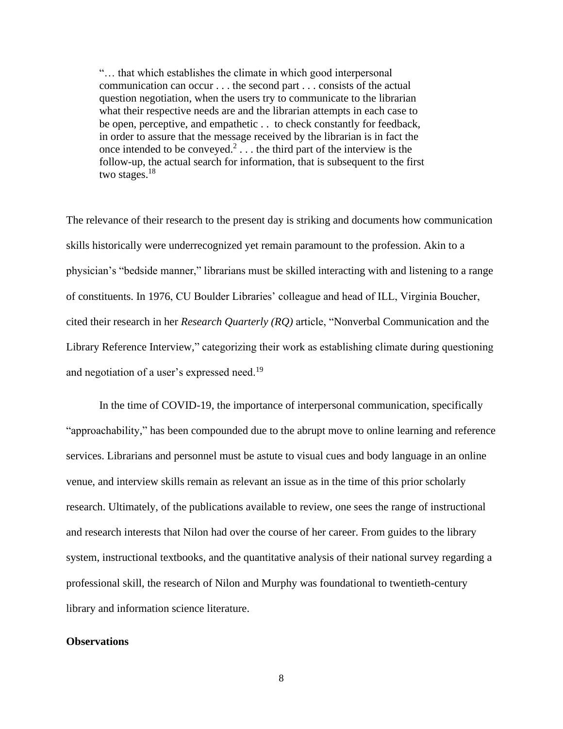> "… that which establishes the climate in which good interpersonal communication can occur . . . the second part . . . consists of the actual question negotiation, when the users try to communicate to the librarian what their respective needs are and the librarian attempts in each case to be open, perceptive, and empathetic . .  to check constantly for feedback, in order to assure that the message received by the librarian is in fact the once intended to be conveyed.[2] . . . the third part of the interview is the follow-up, the actual search for information, that is subsequent to the first two stages.[18]

The relevance of their research to the present day is striking and documents how communication skills historically were underrecognized yet remain paramount to the profession. Akin to a physician's "bedside manner," librarians must be skilled interacting with and listening to a range of constituents. In 1976, CU Boulder Libraries' colleague and head of ILL, Virginia Boucher, cited their research in her *Research Quarterly (RQ)* article, "Nonverbal Communication and the Library Reference Interview," categorizing their work as establishing climate during questioning and negotiation of a user's expressed need.[19]

In the time of COVID-19, the importance of interpersonal communication, specifically "approachability," has been compounded due to the abrupt move to online learning and reference services. Librarians and personnel must be astute to visual cues and body language in an online venue, and interview skills remain as relevant an issue as in the time of this prior scholarly research. Ultimately, of the publications available to review, one sees the range of instructional and research interests that Nilon had over the course of her career. From guides to the library system, instructional textbooks, and the quantitative analysis of their national survey regarding a professional skill, the research of Nilon and Murphy was foundational to twentieth-century library and information science literature.

**Observations**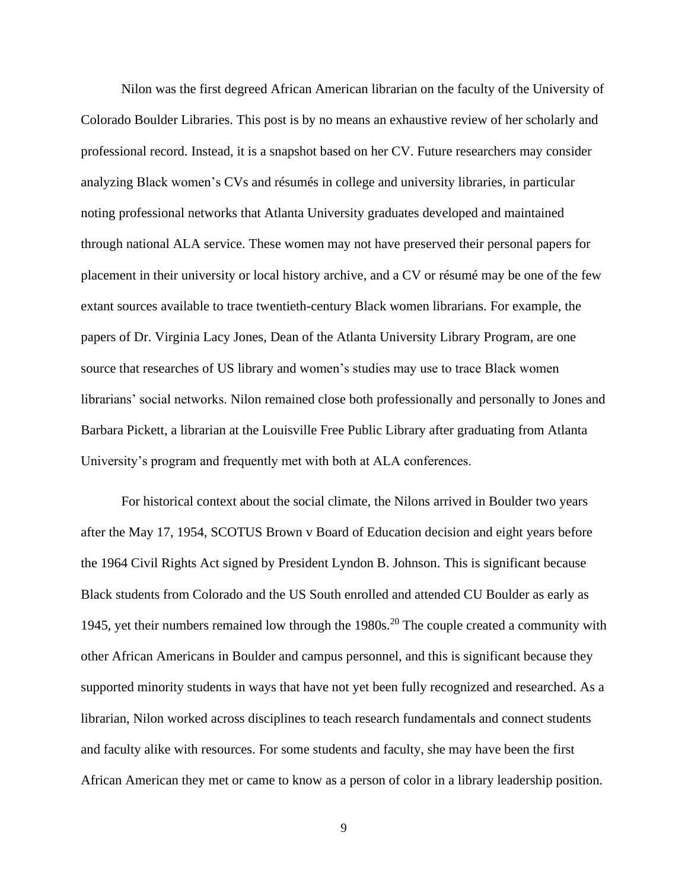Nilon was the first degreed African American librarian on the faculty of the University of Colorado Boulder Libraries. This post is by no means an exhaustive review of her scholarly and professional record. Instead, it is a snapshot based on her CV. Future researchers may consider analyzing Black women's CVs and résumés in college and university libraries, in particular noting professional networks that Atlanta University graduates developed and maintained through national ALA service. These women may not have preserved their personal papers for placement in their university or local history archive, and a CV or résumé may be one of the few extant sources available to trace twentieth-century Black women librarians. For example, the papers of Dr. Virginia Lacy Jones, Dean of the Atlanta University Library Program, are one source that researches of US library and women's studies may use to trace Black women librarians' social networks. Nilon remained close both professionally and personally to Jones and Barbara Pickett, a librarian at the Louisville Free Public Library after graduating from Atlanta University's program and frequently met with both at ALA conferences.

For historical context about the social climate, the Nilons arrived in Boulder two years after the May 17, 1954, SCOTUS Brown v Board of Education decision and eight years before the 1964 Civil Rights Act signed by President Lyndon B. Johnson. This is significant because Black students from Colorado and the US South enrolled and attended CU Boulder as early as 1945, yet their numbers remained low through the 1980s.[20] The couple created a community with other African Americans in Boulder and campus personnel, and this is significant because they supported minority students in ways that have not yet been fully recognized and researched. As a librarian, Nilon worked across disciplines to teach research fundamentals and connect students and faculty alike with resources. For some students and faculty, she may have been the first African American they met or came to know as a person of color in a library leadership position.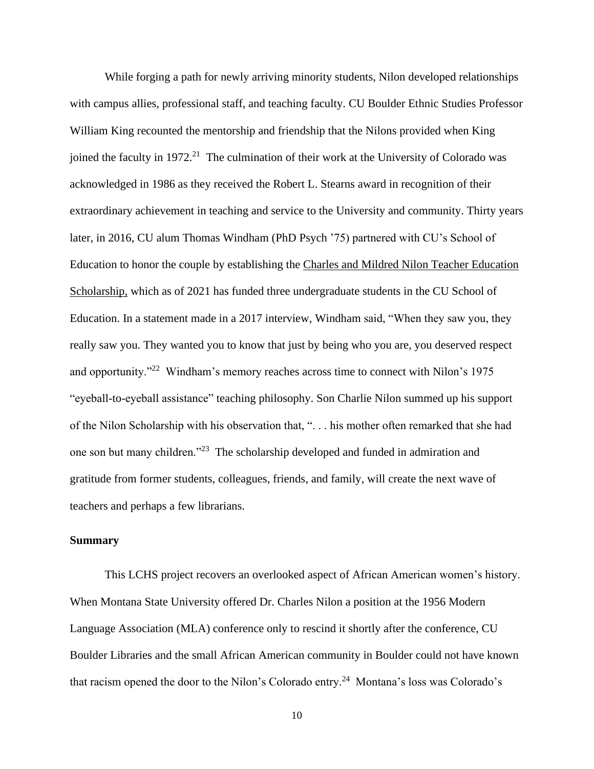While forging a path for newly arriving minority students, Nilon developed relationships with campus allies, professional staff, and teaching faculty. CU Boulder Ethnic Studies Professor William King recounted the mentorship and friendship that the Nilons provided when King joined the faculty in 1972.[21] The culmination of their work at the University of Colorado was acknowledged in 1986 as they received the Robert L. Stearns award in recognition of their extraordinary achievement in teaching and service to the University and community. Thirty years later, in 2016, CU alum Thomas Windham (PhD Psych '75) partnered with CU's School of Education to honor the couple by establishing the Charles and Mildred Nilon Teacher Education Scholarship, which as of 2021 has funded three undergraduate students in the CU School of Education. In a statement made in a 2017 interview, Windham said, "When they saw you, they really saw you. They wanted you to know that just by being who you are, you deserved respect and opportunity."[22] Windham's memory reaches across time to connect with Nilon's 1975 "eyeball-to-eyeball assistance" teaching philosophy. Son Charlie Nilon summed up his support of the Nilon Scholarship with his observation that, ". . . his mother often remarked that she had one son but many children."[23] The scholarship developed and funded in admiration and gratitude from former students, colleagues, friends, and family, will create the next wave of teachers and perhaps a few librarians.

**Summary**

This LCHS project recovers an overlooked aspect of African American women's history. When Montana State University offered Dr. Charles Nilon a position at the 1956 Modern Language Association (MLA) conference only to rescind it shortly after the conference, CU Boulder Libraries and the small African American community in Boulder could not have known that racism opened the door to the Nilon's Colorado entry.[24] Montana's loss was Colorado's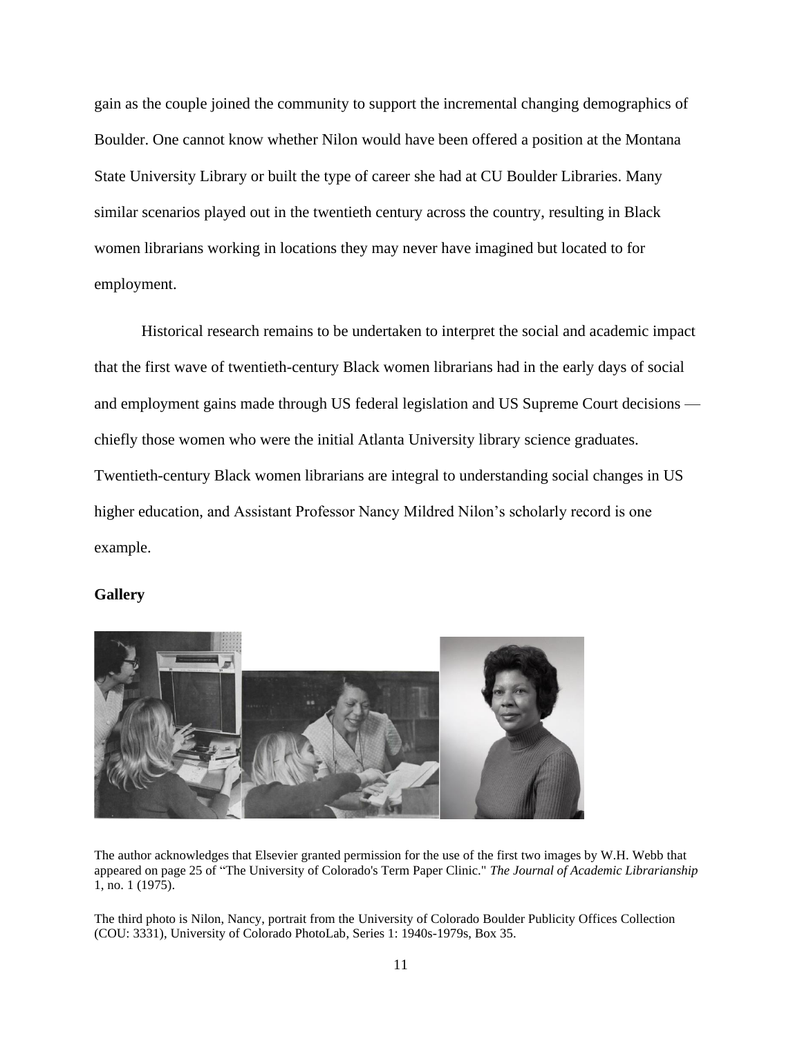gain as the couple joined the community to support the incremental changing demographics of Boulder. One cannot know whether Nilon would have been offered a position at the Montana State University Library or built the type of career she had at CU Boulder Libraries. Many similar scenarios played out in the twentieth century across the country, resulting in Black women librarians working in locations they may never have imagined but located to for employment.

Historical research remains to be undertaken to interpret the social and academic impact that the first wave of twentieth-century Black women librarians had in the early days of social and employment gains made through US federal legislation and US Supreme Court decisions — chiefly those women who were the initial Atlanta University library science graduates. Twentieth-century Black women librarians are integral to understanding social changes in US higher education, and Assistant Professor Nancy Mildred Nilon's scholarly record is one example.

**Gallery**

The author acknowledges that Elsevier granted permission for the use of the first two images by W.H. Webb that appeared on page 25 of "The University of Colorado's Term Paper Clinic." *The Journal of Academic Librarianship* 1, no. 1 (1975).

The third photo is Nilon, Nancy, portrait from the University of Colorado Boulder Publicity Offices Collection (COU: 3331), University of Colorado PhotoLab, Series 1: 1940s-1979s, Box 35.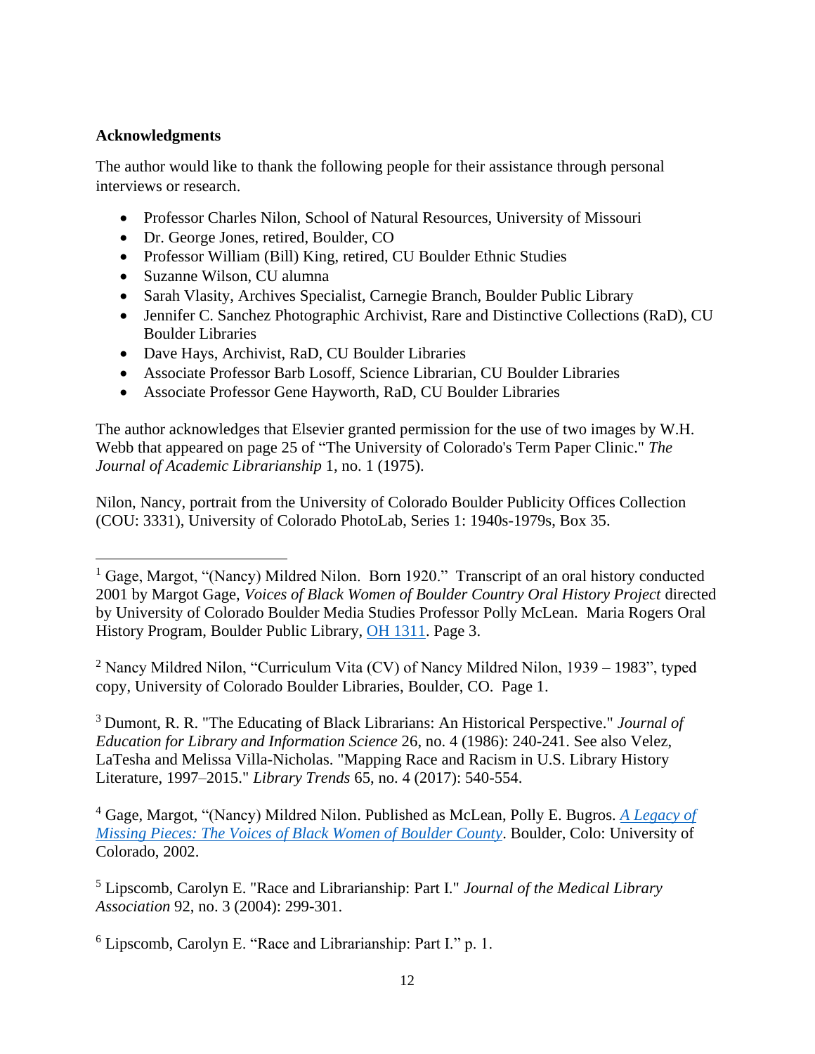**Acknowledgments**

The author would like to thank the following people for their assistance through personal interviews or research.

- Professor Charles Nilon, School of Natural Resources, University of Missouri
- Dr. George Jones, retired, Boulder, CO
- Professor William (Bill) King, retired, CU Boulder Ethnic Studies
- Suzanne Wilson, CU alumna
- Sarah Vlasity, Archives Specialist, Carnegie Branch, Boulder Public Library
- Jennifer C. Sanchez Photographic Archivist, Rare and Distinctive Collections (RaD), CU Boulder Libraries
- Dave Hays, Archivist, RaD, CU Boulder Libraries
- Associate Professor Barb Losoff, Science Librarian, CU Boulder Libraries
- Associate Professor Gene Hayworth, RaD, CU Boulder Libraries

The author acknowledges that Elsevier granted permission for the use of two images by W.H. Webb that appeared on page 25 of "The University of Colorado's Term Paper Clinic." *The Journal of Academic Librarianship* 1, no. 1 (1975).

Nilon, Nancy, portrait from the University of Colorado Boulder Publicity Offices Collection (COU: 3331), University of Colorado PhotoLab, Series 1: 1940s-1979s, Box 35.

---

[1] Gage, Margot, "(Nancy) Mildred Nilon. Born 1920." Transcript of an oral history conducted 2001 by Margot Gage, *Voices of Black Women of Boulder Country Oral History Project* directed by University of Colorado Boulder Media Studies Professor Polly McLean. Maria Rogers Oral History Program, Boulder Public Library, OH 1311. Page 3.

[2] Nancy Mildred Nilon, "Curriculum Vita (CV) of Nancy Mildred Nilon, 1939 – 1983", typed copy, University of Colorado Boulder Libraries, Boulder, CO. Page 1.

[3] Dumont, R. R. "The Educating of Black Librarians: An Historical Perspective." *Journal of Education for Library and Information Science* 26, no. 4 (1986): 240-241. See also Velez, LaTesha and Melissa Villa-Nicholas. "Mapping Race and Racism in U.S. Library History Literature, 1997–2015." *Library Trends* 65, no. 4 (2017): 540-554.

[4] Gage, Margot, "(Nancy) Mildred Nilon. Published as McLean, Polly E. Bugros. *A Legacy of Missing Pieces: The Voices of Black Women of Boulder County*. Boulder, Colo: University of Colorado, 2002.

[5] Lipscomb, Carolyn E. "Race and Librarianship: Part I." *Journal of the Medical Library Association* 92, no. 3 (2004): 299-301.

[6] Lipscomb, Carolyn E. "Race and Librarianship: Part I." p. 1.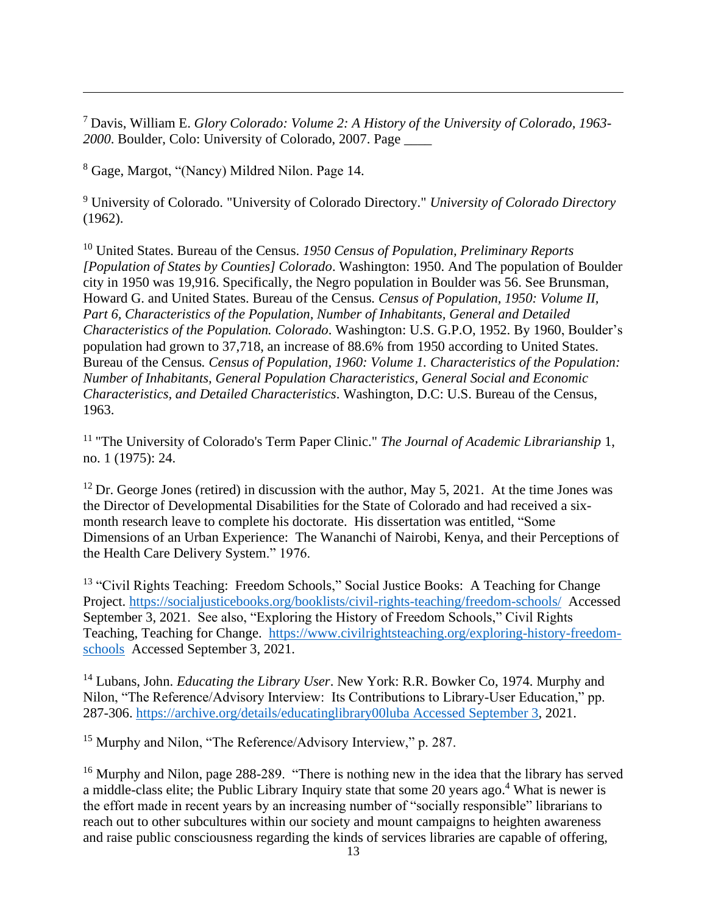[7] Davis, William E. *Glory Colorado: Volume 2: A History of the University of Colorado, 1963-2000*. Boulder, Colo: University of Colorado, 2007. Page ____

[8] Gage, Margot, "(Nancy) Mildred Nilon. Page 14.

[9] University of Colorado. "University of Colorado Directory." *University of Colorado Directory* (1962).

[10] United States. Bureau of the Census. *1950 Census of Population, Preliminary Reports [Population of States by Counties] Colorado*. Washington: 1950. And The population of Boulder city in 1950 was 19,916. Specifically, the Negro population in Boulder was 56. See Brunsman, Howard G. and United States. Bureau of the Census. *Census of Population, 1950: Volume II, Part 6, Characteristics of the Population, Number of Inhabitants, General and Detailed Characteristics of the Population. Colorado*. Washington: U.S. G.P.O, 1952. By 1960, Boulder's population had grown to 37,718, an increase of 88.6% from 1950 according to United States. Bureau of the Census. *Census of Population, 1960: Volume 1. Characteristics of the Population: Number of Inhabitants, General Population Characteristics, General Social and Economic Characteristics, and Detailed Characteristics*. Washington, D.C: U.S. Bureau of the Census, 1963.

[11] "The University of Colorado's Term Paper Clinic." *The Journal of Academic Librarianship* 1, no. 1 (1975): 24.

[12] Dr. George Jones (retired) in discussion with the author, May 5, 2021. At the time Jones was the Director of Developmental Disabilities for the State of Colorado and had received a six-month research leave to complete his doctorate. His dissertation was entitled, "Some Dimensions of an Urban Experience: The Wananchi of Nairobi, Kenya, and their Perceptions of the Health Care Delivery System." 1976.

[13] "Civil Rights Teaching: Freedom Schools," Social Justice Books: A Teaching for Change Project. https://socialjusticebooks.org/booklists/civil-rights-teaching/freedom-schools/ Accessed September 3, 2021. See also, "Exploring the History of Freedom Schools," Civil Rights Teaching, Teaching for Change. https://www.civilrightsteaching.org/exploring-history-freedom-schools Accessed September 3, 2021.

[14] Lubans, John. *Educating the Library User*. New York: R.R. Bowker Co, 1974. Murphy and Nilon, "The Reference/Advisory Interview: Its Contributions to Library-User Education," pp. 287-306. https://archive.org/details/educatinglibrary00luba Accessed September 3, 2021.

[15] Murphy and Nilon, "The Reference/Advisory Interview," p. 287.

[16] Murphy and Nilon, page 288-289. "There is nothing new in the idea that the library has served a middle-class elite; the Public Library Inquiry state that some 20 years ago.[4] What is newer is the effort made in recent years by an increasing number of "socially responsible" librarians to reach out to other subcultures within our society and mount campaigns to heighten awareness and raise public consciousness regarding the kinds of services libraries are capable of offering,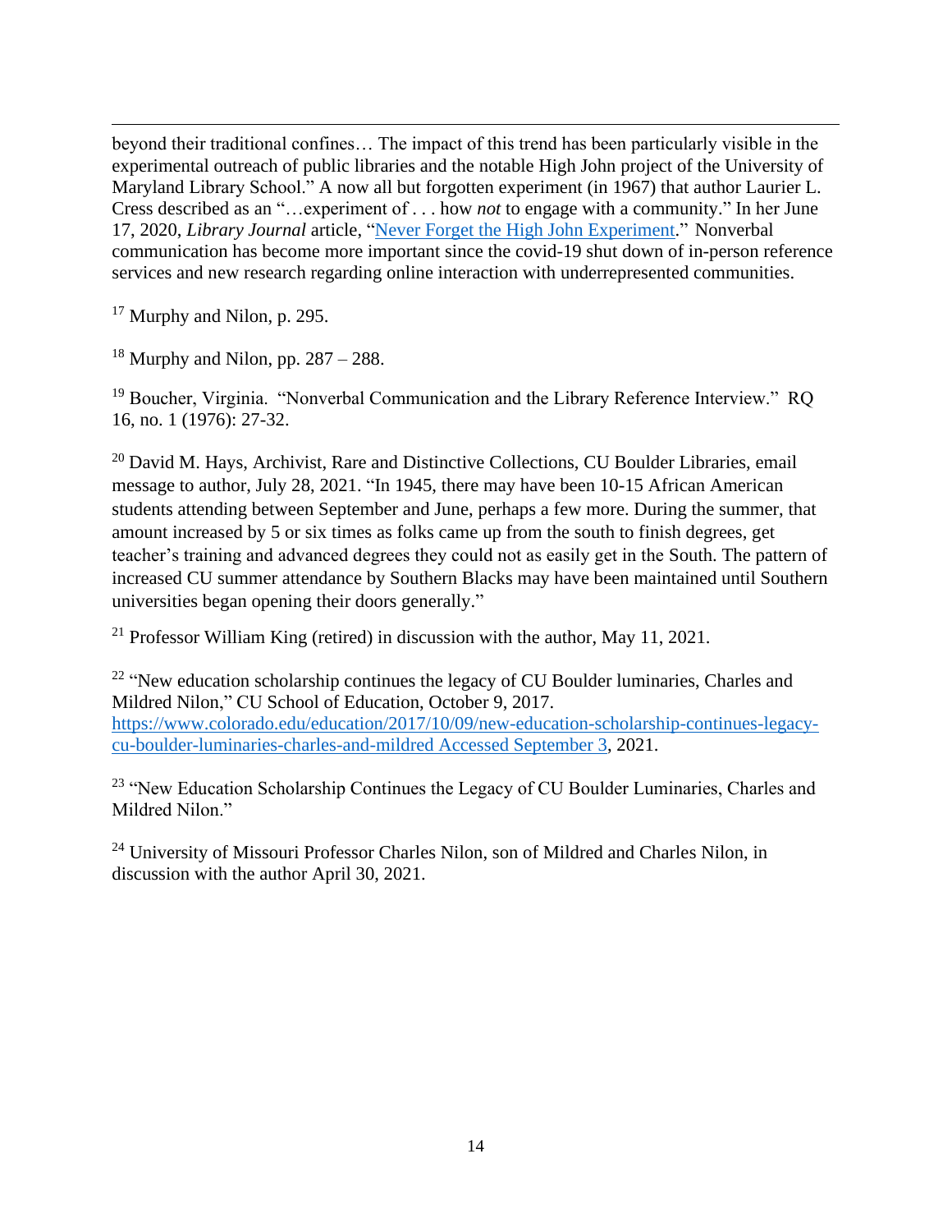beyond their traditional confines… The impact of this trend has been particularly visible in the experimental outreach of public libraries and the notable High John project of the University of Maryland Library School." A now all but forgotten experiment (in 1967) that author Laurier L. Cress described as an "…experiment of . . . how *not* to engage with a community." In her June 17, 2020, *Library Journal* article, "[Never Forget the High John Experiment]." Nonverbal communication has become more important since the covid-19 shut down of in-person reference services and new research regarding online interaction with underrepresented communities.

[17] Murphy and Nilon, p. 295.

[18] Murphy and Nilon, pp. 287 – 288.

[19] Boucher, Virginia. "Nonverbal Communication and the Library Reference Interview." RQ 16, no. 1 (1976): 27-32.

[20] David M. Hays, Archivist, Rare and Distinctive Collections, CU Boulder Libraries, email message to author, July 28, 2021. "In 1945, there may have been 10-15 African American students attending between September and June, perhaps a few more. During the summer, that amount increased by 5 or six times as folks came up from the south to finish degrees, get teacher's training and advanced degrees they could not as easily get in the South. The pattern of increased CU summer attendance by Southern Blacks may have been maintained until Southern universities began opening their doors generally."

[21] Professor William King (retired) in discussion with the author, May 11, 2021.

[22] "New education scholarship continues the legacy of CU Boulder luminaries, Charles and Mildred Nilon," CU School of Education, October 9, 2017. https://www.colorado.edu/education/2017/10/09/new-education-scholarship-continues-legacy-cu-boulder-luminaries-charles-and-mildred Accessed September 3, 2021.

[23] "New Education Scholarship Continues the Legacy of CU Boulder Luminaries, Charles and Mildred Nilon."

[24] University of Missouri Professor Charles Nilon, son of Mildred and Charles Nilon, in discussion with the author April 30, 2021.